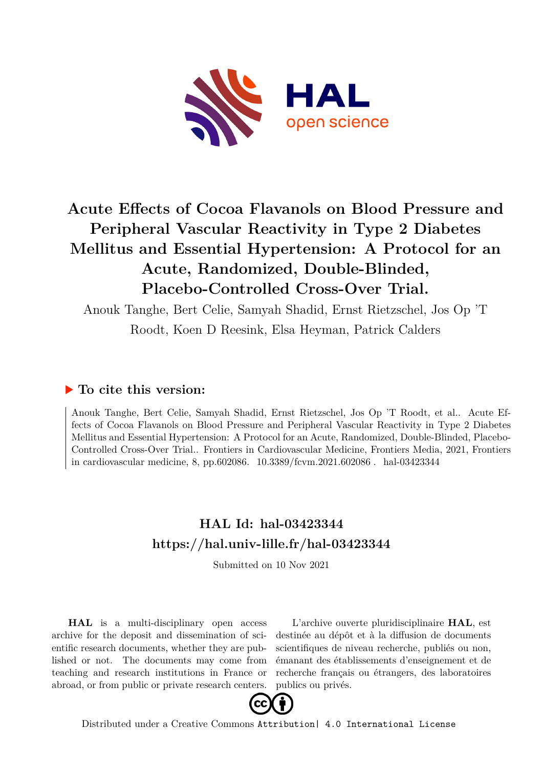# Acute Effects of Cocoa Flavanols on Blood Pressure and Peripheral Vascular Reactivity in Type 2 Diabetes Mellitus and Essential Hypertension: A Protocol for an Acute, Randomized, Double-Blinded, Placebo-Controlled Cross-Over Trial.

Anouk Tanghe, Bert Celie, Samyah Shadid, Ernst Rietzschel, Jos Op 'T Roodt, Koen D Reesink, Elsa Heyman, Patrick Calders

## ▶ To cite this version:

Anouk Tanghe, Bert Celie, Samyah Shadid, Ernst Rietzschel, Jos Op 'T Roodt, et al.. Acute Effects of Cocoa Flavanols on Blood Pressure and Peripheral Vascular Reactivity in Type 2 Diabetes Mellitus and Essential Hypertension: A Protocol for an Acute, Randomized, Double-Blinded, Placebo-Controlled Cross-Over Trial.. Frontiers in Cardiovascular Medicine, Frontiers Media, 2021, Frontiers in cardiovascular medicine, 8, pp.602086. 10.3389/fcvm.2021.602086 . hal-03423344

## HAL Id: hal-03423344
## https://hal.univ-lille.fr/hal-03423344

Submitted on 10 Nov 2021

**HAL** is a multi-disciplinary open access archive for the deposit and dissemination of scientific research documents, whether they are published or not. The documents may come from teaching and research institutions in France or abroad, or from public or private research centers.

L'archive ouverte pluridisciplinaire **HAL**, est destinée au dépôt et à la diffusion de documents scientifiques de niveau recherche, publiés ou non, émanant des établissements d'enseignement et de recherche français ou étrangers, des laboratoires publics ou privés.

Distributed under a Creative Commons Attribution| 4.0 International License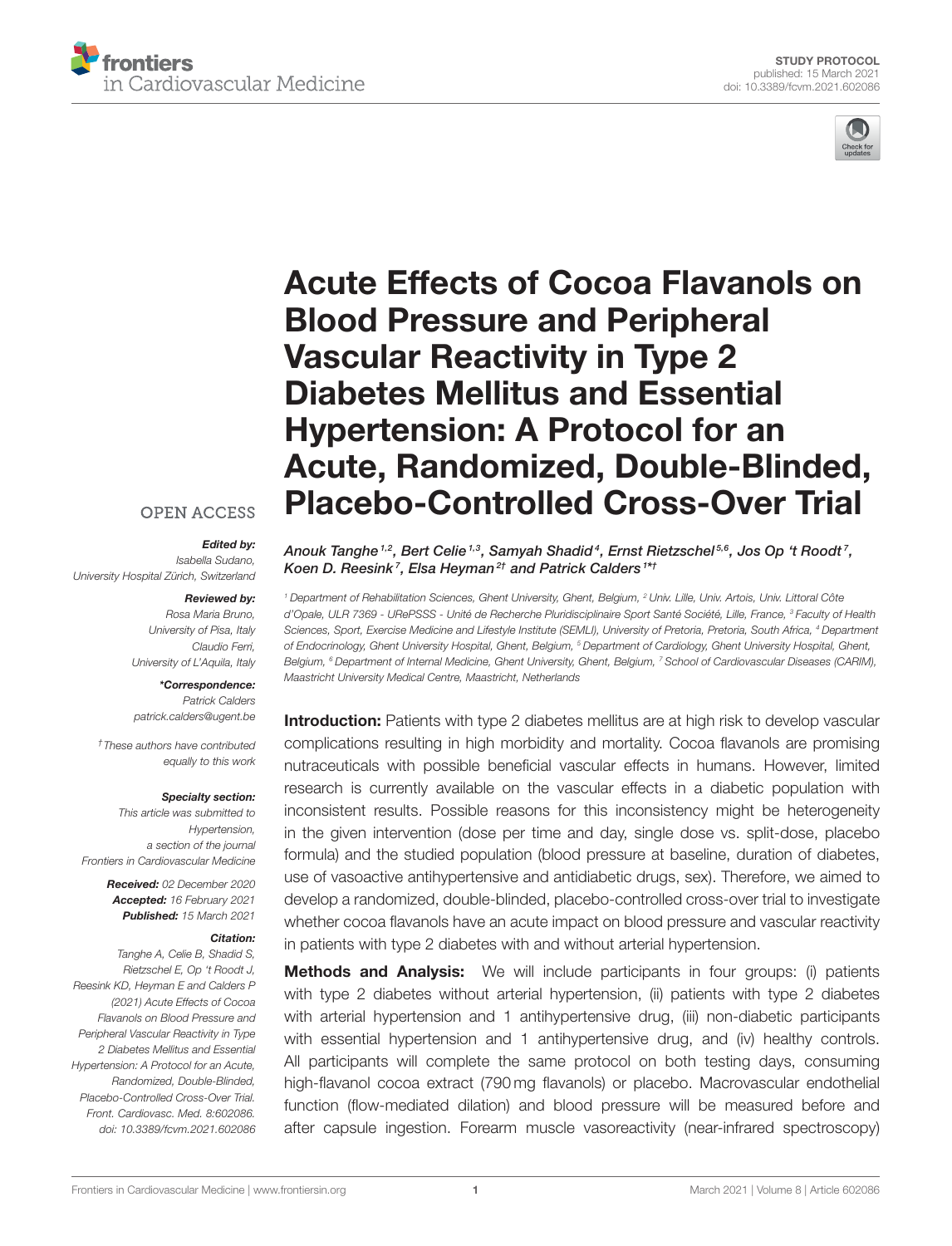# Acute Effects of Cocoa Flavanols on Blood Pressure and Peripheral Vascular Reactivity in Type 2 Diabetes Mellitus and Essential Hypertension: A Protocol for an Acute, Randomized, Double-Blinded, Placebo-Controlled Cross-Over Trial

*Anouk Tanghe[1,2], Bert Celie[1,3], Samyah Shadid[4], Ernst Rietzschel[5,6], Jos Op 't Roodt[7], Koen D. Reesink[7], Elsa Heyman[2†] and Patrick Calders[1*†]*

[1] Department of Rehabilitation Sciences, Ghent University, Ghent, Belgium, [2] Univ. Lille, Univ. Artois, Univ. Littoral Côte d'Opale, ULR 7369 - URePSSS - Unité de Recherche Pluridisciplinaire Sport Santé Société, Lille, France, [3] Faculty of Health Sciences, Sport, Exercise Medicine and Lifestyle Institute (SEMLI), University of Pretoria, Pretoria, South Africa, [4] Department of Endocrinology, Ghent University Hospital, Ghent, Belgium, [5] Department of Cardiology, Ghent University Hospital, Ghent, Belgium, [6] Department of Internal Medicine, Ghent University, Ghent, Belgium, [7] School of Cardiovascular Diseases (CARIM), Maastricht University Medical Centre, Maastricht, Netherlands

OPEN ACCESS

***Edited by:***
*Isabella Sudano,*
*University Hospital Zürich, Switzerland*

***Reviewed by:***
*Rosa Maria Bruno,*
*University of Pisa, Italy*
*Claudio Ferri,*
*University of L'Aquila, Italy*

***\*Correspondence:***
*Patrick Calders*
*patrick.calders@ugent.be*

*† These authors have contributed equally to this work*

***Specialty section:***
*This article was submitted to Hypertension, a section of the journal Frontiers in Cardiovascular Medicine*

***Received:*** *02 December 2020*
***Accepted:*** *16 February 2021*
***Published:*** *15 March 2021*

***Citation:***
*Tanghe A, Celie B, Shadid S, Rietzschel E, Op 't Roodt J, Reesink KD, Heyman E and Calders P (2021) Acute Effects of Cocoa Flavanols on Blood Pressure and Peripheral Vascular Reactivity in Type 2 Diabetes Mellitus and Essential Hypertension: A Protocol for an Acute, Randomized, Double-Blinded, Placebo-Controlled Cross-Over Trial. Front. Cardiovasc. Med. 8:602086. doi: 10.3389/fcvm.2021.602086*

**Introduction:** Patients with type 2 diabetes mellitus are at high risk to develop vascular complications resulting in high morbidity and mortality. Cocoa flavanols are promising nutraceuticals with possible beneficial vascular effects in humans. However, limited research is currently available on the vascular effects in a diabetic population with inconsistent results. Possible reasons for this inconsistency might be heterogeneity in the given intervention (dose per time and day, single dose vs. split-dose, placebo formula) and the studied population (blood pressure at baseline, duration of diabetes, use of vasoactive antihypertensive and antidiabetic drugs, sex). Therefore, we aimed to develop a randomized, double-blinded, placebo-controlled cross-over trial to investigate whether cocoa flavanols have an acute impact on blood pressure and vascular reactivity in patients with type 2 diabetes with and without arterial hypertension.

**Methods and Analysis:** We will include participants in four groups: (i) patients with type 2 diabetes without arterial hypertension, (ii) patients with type 2 diabetes with arterial hypertension and 1 antihypertensive drug, (iii) non-diabetic participants with essential hypertension and 1 antihypertensive drug, and (iv) healthy controls. All participants will complete the same protocol on both testing days, consuming high-flavanol cocoa extract (790 mg flavanols) or placebo. Macrovascular endothelial function (flow-mediated dilation) and blood pressure will be measured before and after capsule ingestion. Forearm muscle vasoreactivity (near-infrared spectroscopy)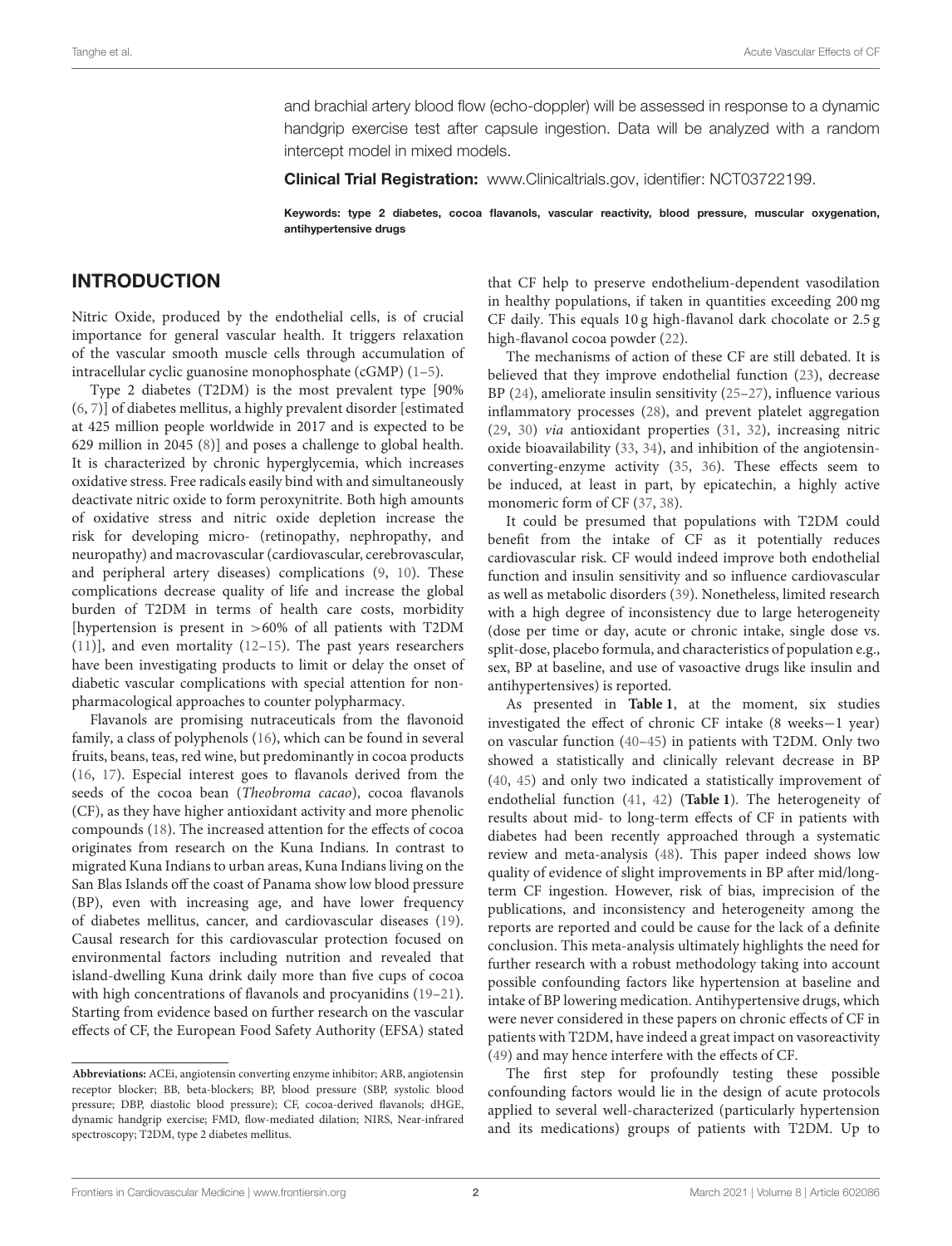and brachial artery blood flow (echo-doppler) will be assessed in response to a dynamic handgrip exercise test after capsule ingestion. Data will be analyzed with a random intercept model in mixed models.

**Clinical Trial Registration:** www.Clinicaltrials.gov, identifier: NCT03722199.

**Keywords: type 2 diabetes, cocoa flavanols, vascular reactivity, blood pressure, muscular oxygenation, antihypertensive drugs**

## INTRODUCTION

Nitric Oxide, produced by the endothelial cells, is of crucial importance for general vascular health. It triggers relaxation of the vascular smooth muscle cells through accumulation of intracellular cyclic guanosine monophosphate (cGMP) (1–5).

Type 2 diabetes (T2DM) is the most prevalent type [90% (6, 7)] of diabetes mellitus, a highly prevalent disorder [estimated at 425 million people worldwide in 2017 and is expected to be 629 million in 2045 (8)] and poses a challenge to global health. It is characterized by chronic hyperglycemia, which increases oxidative stress. Free radicals easily bind with and simultaneously deactivate nitric oxide to form peroxynitrite. Both high amounts of oxidative stress and nitric oxide depletion increase the risk for developing micro- (retinopathy, nephropathy, and neuropathy) and macrovascular (cardiovascular, cerebrovascular, and peripheral artery diseases) complications (9, 10). These complications decrease quality of life and increase the global burden of T2DM in terms of health care costs, morbidity [hypertension is present in >60% of all patients with T2DM (11)], and even mortality (12–15). The past years researchers have been investigating products to limit or delay the onset of diabetic vascular complications with special attention for non-pharmacological approaches to counter polypharmacy.

Flavanols are promising nutraceuticals from the flavonoid family, a class of polyphenols (16), which can be found in several fruits, beans, teas, red wine, but predominantly in cocoa products (16, 17). Especial interest goes to flavanols derived from the seeds of the cocoa bean (*Theobroma cacao*), cocoa flavanols (CF), as they have higher antioxidant activity and more phenolic compounds (18). The increased attention for the effects of cocoa originates from research on the Kuna Indians. In contrast to migrated Kuna Indians to urban areas, Kuna Indians living on the San Blas Islands off the coast of Panama show low blood pressure (BP), even with increasing age, and have lower frequency of diabetes mellitus, cancer, and cardiovascular diseases (19). Causal research for this cardiovascular protection focused on environmental factors including nutrition and revealed that island-dwelling Kuna drink daily more than five cups of cocoa with high concentrations of flavanols and procyanidins (19–21). Starting from evidence based on further research on the vascular effects of CF, the European Food Safety Authority (EFSA) stated that CF help to preserve endothelium-dependent vasodilation in healthy populations, if taken in quantities exceeding 200 mg CF daily. This equals 10 g high-flavanol dark chocolate or 2.5 g high-flavanol cocoa powder (22).

The mechanisms of action of these CF are still debated. It is believed that they improve endothelial function (23), decrease BP (24), ameliorate insulin sensitivity (25–27), influence various inflammatory processes (28), and prevent platelet aggregation (29, 30) *via* antioxidant properties (31, 32), increasing nitric oxide bioavailability (33, 34), and inhibition of the angiotensin-converting-enzyme activity (35, 36). These effects seem to be induced, at least in part, by epicatechin, a highly active monomeric form of CF (37, 38).

It could be presumed that populations with T2DM could benefit from the intake of CF as it potentially reduces cardiovascular risk. CF would indeed improve both endothelial function and insulin sensitivity and so influence cardiovascular as well as metabolic disorders (39). Nonetheless, limited research with a high degree of inconsistency due to large heterogeneity (dose per time or day, acute or chronic intake, single dose vs. split-dose, placebo formula, and characteristics of population e.g., sex, BP at baseline, and use of vasoactive drugs like insulin and antihypertensives) is reported.

As presented in **Table 1**, at the moment, six studies investigated the effect of chronic CF intake (8 weeks−1 year) on vascular function (40–45) in patients with T2DM. Only two showed a statistically and clinically relevant decrease in BP (40, 45) and only two indicated a statistically improvement of endothelial function (41, 42) (**Table 1**). The heterogeneity of results about mid- to long-term effects of CF in patients with diabetes had been recently approached through a systematic review and meta-analysis (48). This paper indeed shows low quality of evidence of slight improvements in BP after mid/long-term CF ingestion. However, risk of bias, imprecision of the publications, and inconsistency and heterogeneity among the reports are reported and could be cause for the lack of a definite conclusion. This meta-analysis ultimately highlights the need for further research with a robust methodology taking into account possible confounding factors like hypertension at baseline and intake of BP lowering medication. Antihypertensive drugs, which were never considered in these papers on chronic effects of CF in patients with T2DM, have indeed a great impact on vasoreactivity (49) and may hence interfere with the effects of CF.

The first step for profoundly testing these possible confounding factors would lie in the design of acute protocols applied to several well-characterized (particularly hypertension and its medications) groups of patients with T2DM. Up to

**Abbreviations:** ACEi, angiotensin converting enzyme inhibitor; ARB, angiotensin receptor blocker; BB, beta-blockers; BP, blood pressure (SBP, systolic blood pressure; DBP, diastolic blood pressure); CF, cocoa-derived flavanols; dHGE, dynamic handgrip exercise; FMD, flow-mediated dilation; NIRS, Near-infrared spectroscopy; T2DM, type 2 diabetes mellitus.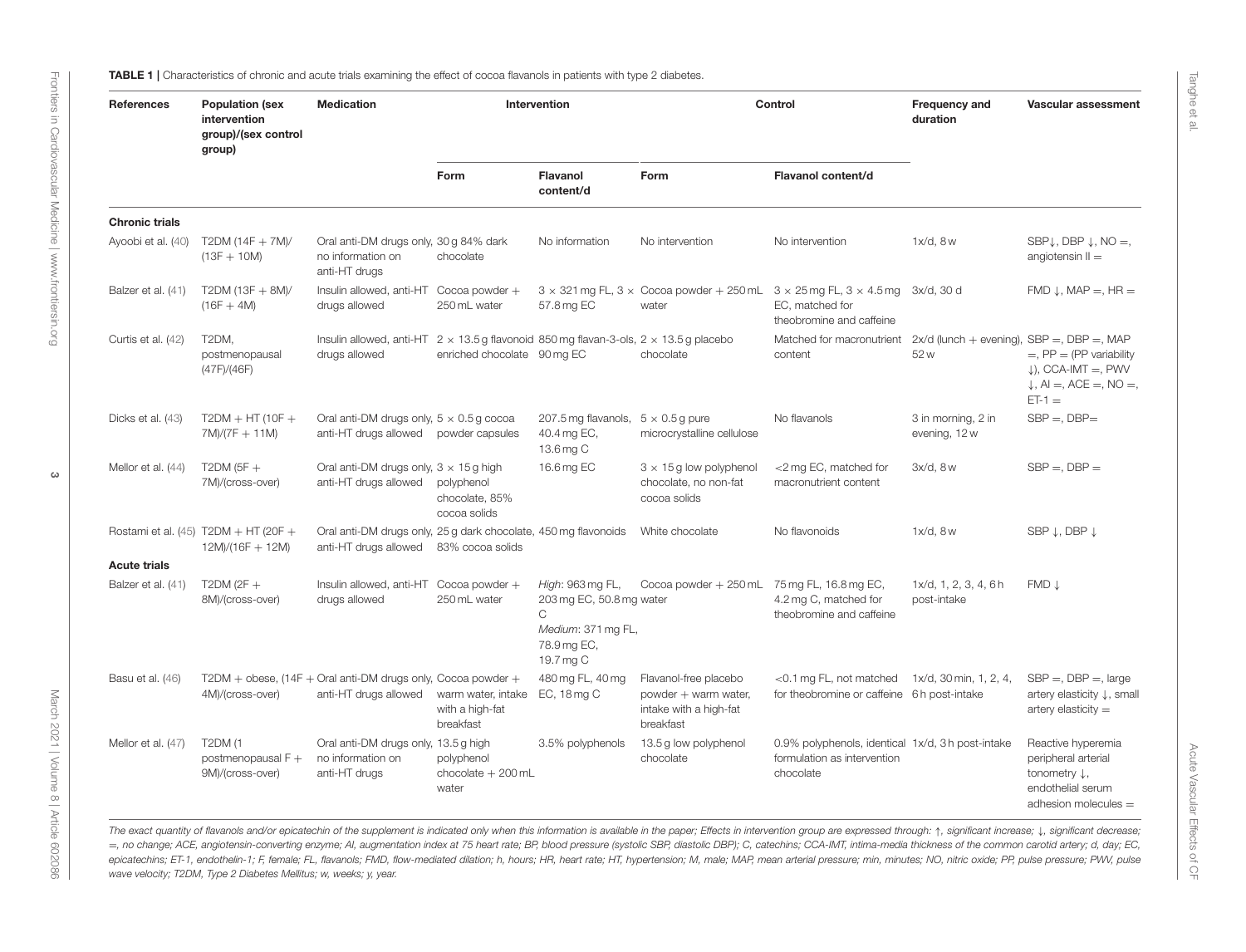**TABLE 1** | Characteristics of chronic and acute trials examining the effect of cocoa flavanols in patients with type 2 diabetes.

| References | Population (sex intervention group)/(sex control group) | Medication | Intervention | | Control | | Frequency and duration | Vascular assessment |
|---|---|---|---|---|---|---|---|---|
| | | | Form | Flavanol content/d | Form | Flavanol content/d | | |
| **Chronic trials** | | | | | | | | |
| Ayoobi et al. (40) | T2DM (14F + 7M)/(13F + 10M) | Oral anti-DM drugs only, no information on anti-HT drugs | 30 g 84% dark chocolate | No information | No intervention | No intervention | 1x/d, 8 w | SBP↓, DBP ↓, NO =, angiotensin II = |
| Balzer et al. (41) | T2DM (13F + 8M)/(16F + 4M) | Insulin allowed, anti-HT drugs allowed | Cocoa powder + 250 mL water | 3 × 321 mg FL, 3 × 57.8 mg EC | Cocoa powder + 250 mL water | 3 × 25 mg FL, 3 × 4.5 mg EC, matched for theobromine and caffeine | 3x/d, 30 d | FMD ↓, MAP =, HR = |
| Curtis et al. (42) | T2DM, postmenopausal (47F)/(46F) | Insulin allowed, anti-HT drugs allowed | 2 × 13.5 g flavonoid enriched chocolate | 850 mg flavan-3-ols, 90 mg EC | 2 × 13.5 g placebo chocolate | Matched for macronutrient content | 2x/d (lunch + evening), 52 w | SBP =, DBP =, MAP =, PP = (PP variability ↓), CCA-IMT =, PWV ↓, AI =, ACE =, NO =, ET-1 = |
| Dicks et al. (43) | T2DM + HT (10F + 7M)/(7F + 11M) | Oral anti-DM drugs only, anti-HT drugs allowed | 5 × 0.5 g cocoa powder capsules | 207.5 mg flavanols, 40.4 mg EC, 13.6 mg C | 5 × 0.5 g pure microcrystalline cellulose | No flavanols | 3 in morning, 2 in evening, 12 w | SBP =, DBP= |
| Mellor et al. (44) | T2DM (5F + 7M)/(cross-over) | Oral anti-DM drugs only, anti-HT drugs allowed | 3 × 15 g high polyphenol chocolate, 85% cocoa solids | 16.6 mg EC | 3 × 15 g low polyphenol chocolate, no non-fat cocoa solids | <2 mg EC, matched for macronutrient content | 3x/d, 8 w | SBP =, DBP = |
| Rostami et al. (45) | T2DM + HT (20F + 12M)/(16F + 12M) | Oral anti-DM drugs only, anti-HT drugs allowed | 25 g dark chocolate, 83% cocoa solids | 450 mg flavonoids | White chocolate | No flavonoids | 1x/d, 8 w | SBP ↓, DBP ↓ |
| **Acute trials** | | | | | | | | |
| Balzer et al. (41) | T2DM (2F + 8M)/(cross-over) | Insulin allowed, anti-HT drugs allowed | Cocoa powder + 250 mL water | *High*: 963 mg FL, 203 mg EC, 50.8 mg C<br>*Medium*: 371 mg FL, 78.9 mg EC, 19.7 mg C | Cocoa powder + 250 mL water | 75 mg FL, 16.8 mg EC, 4.2 mg C, matched for theobromine and caffeine | 1x/d, 1, 2, 3, 4, 6 h post-intake | FMD ↓ |
| Basu et al. (46) | T2DM + obese, (14F + 4M)/(cross-over) | Oral anti-DM drugs only, anti-HT drugs allowed | Cocoa powder + warm water, intake with a high-fat breakfast | 480 mg FL, 40 mg EC, 18 mg C | Flavanol-free placebo powder + warm water, intake with a high-fat breakfast | <0.1 mg FL, not matched for theobromine or caffeine | 1x/d, 30 min, 1, 2, 4, 6 h post-intake | SBP =, DBP =, large artery elasticity ↓, small artery elasticity = |
| Mellor et al. (47) | T2DM (1 postmenopausal F + 9M)/(cross-over) | Oral anti-DM drugs only, no information on anti-HT drugs | 13.5 g high polyphenol chocolate + 200 mL water | 3.5% polyphenols | 13.5 g low polyphenol chocolate | 0.9% polyphenols, identical formulation as intervention chocolate | 1x/d, 3 h post-intake | Reactive hyperemia peripheral arterial tonometry ↓, endothelial serum adhesion molecules = |

*The exact quantity of flavanols and/or epicatechin of the supplement is indicated only when this information is available in the paper; Effects in intervention group are expressed through: ↑, significant increase; ↓, significant decrease; =, no change; ACE, angiotensin-converting enzyme; AI, augmentation index at 75 heart rate; BP, blood pressure (systolic SBP, diastolic DBP); C, catechins; CCA-IMT, intima-media thickness of the common carotid artery; d, day; EC, epicatechins; ET-1, endothelin-1; F, female; FL, flavanols; FMD, flow-mediated dilation; h, hours; HR, heart rate; HT, hypertension; M, male; MAP, mean arterial pressure; min, minutes; NO, nitric oxide; PP, pulse pressure; PWV, pulse wave velocity; T2DM, Type 2 Diabetes Mellitus; w, weeks; y, year.*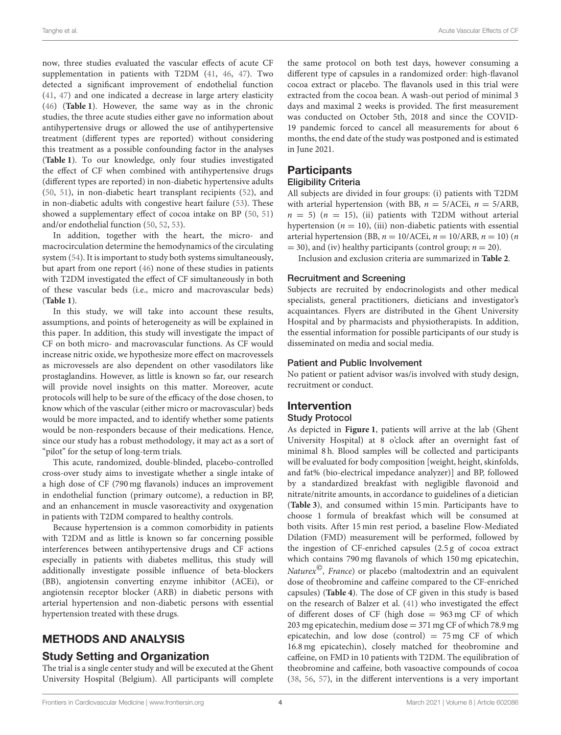now, three studies evaluated the vascular effects of acute CF supplementation in patients with T2DM (41, 46, 47). Two detected a significant improvement of endothelial function (41, 47) and one indicated a decrease in large artery elasticity (46) (**Table 1**). However, the same way as in the chronic studies, the three acute studies either gave no information about antihypertensive drugs or allowed the use of antihypertensive treatment (different types are reported) without considering this treatment as a possible confounding factor in the analyses (**Table 1**). To our knowledge, only four studies investigated the effect of CF when combined with antihypertensive drugs (different types are reported) in non-diabetic hypertensive adults (50, 51), in non-diabetic heart transplant recipients (52), and in non-diabetic adults with congestive heart failure (53). These showed a supplementary effect of cocoa intake on BP (50, 51) and/or endothelial function (50, 52, 53).

In addition, together with the heart, the micro- and macrocirculation determine the hemodynamics of the circulating system (54). It is important to study both systems simultaneously, but apart from one report (46) none of these studies in patients with T2DM investigated the effect of CF simultaneously in both of these vascular beds (i.e., micro and macrovascular beds) (**Table 1**).

In this study, we will take into account these results, assumptions, and points of heterogeneity as will be explained in this paper. In addition, this study will investigate the impact of CF on both micro- and macrovascular functions. As CF would increase nitric oxide, we hypothesize more effect on macrovessels as microvessels are also dependent on other vasodilators like prostaglandins. However, as little is known so far, our research will provide novel insights on this matter. Moreover, acute protocols will help to be sure of the efficacy of the dose chosen, to know which of the vascular (either micro or macrovascular) beds would be more impacted, and to identify whether some patients would be non-responders because of their medications. Hence, since our study has a robust methodology, it may act as a sort of "pilot" for the setup of long-term trials.

This acute, randomized, double-blinded, placebo-controlled cross-over study aims to investigate whether a single intake of a high dose of CF (790 mg flavanols) induces an improvement in endothelial function (primary outcome), a reduction in BP, and an enhancement in muscle vasoreactivity and oxygenation in patients with T2DM compared to healthy controls.

Because hypertension is a common comorbidity in patients with T2DM and as little is known so far concerning possible interferences between antihypertensive drugs and CF actions especially in patients with diabetes mellitus, this study will additionally investigate possible influence of beta-blockers (BB), angiotensin converting enzyme inhibitor (ACEi), or angiotensin receptor blocker (ARB) in diabetic persons with arterial hypertension and non-diabetic persons with essential hypertension treated with these drugs.

## METHODS AND ANALYSIS

### Study Setting and Organization

The trial is a single center study and will be executed at the Ghent University Hospital (Belgium). All participants will complete the same protocol on both test days, however consuming a different type of capsules in a randomized order: high-flavanol cocoa extract or placebo. The flavanols used in this trial were extracted from the cocoa bean. A wash-out period of minimal 3 days and maximal 2 weeks is provided. The first measurement was conducted on October 5th, 2018 and since the COVID-19 pandemic forced to cancel all measurements for about 6 months, the end date of the study was postponed and is estimated in June 2021.

### Participants

#### Eligibility Criteria

All subjects are divided in four groups: (i) patients with T2DM with arterial hypertension (with BB, $n = 5$/ACEi, $n = 5$/ARB, $n = 5$) ($n = 15$), (ii) patients with T2DM without arterial hypertension ($n = 10$), (iii) non-diabetic patients with essential arterial hypertension (BB, $n = 10$/ACEi, $n = 10$/ARB, $n = 10$) ($n = 30$), and (iv) healthy participants (control group; $n = 20$).

Inclusion and exclusion criteria are summarized in **Table 2**.

#### Recruitment and Screening

Subjects are recruited by endocrinologists and other medical specialists, general practitioners, dieticians and investigator's acquaintances. Flyers are distributed in the Ghent University Hospital and by pharmacists and physiotherapists. In addition, the essential information for possible participants of our study is disseminated on media and social media.

#### Patient and Public Involvement

No patient or patient advisor was/is involved with study design, recruitment or conduct.

### Intervention

#### Study Protocol

As depicted in **Figure 1**, patients will arrive at the lab (Ghent University Hospital) at 8 o'clock after an overnight fast of minimal 8 h. Blood samples will be collected and participants will be evaluated for body composition [weight, height, skinfolds, and fat% (bio-electrical impedance analyzer)] and BP, followed by a standardized breakfast with negligible flavonoid and nitrate/nitrite amounts, in accordance to guidelines of a dietician (**Table 3**), and consumed within 15 min. Participants have to choose 1 formula of breakfast which will be consumed at both visits. After 15 min rest period, a baseline Flow-Mediated Dilation (FMD) measurement will be performed, followed by the ingestion of CF-enriched capsules (2.5 g of cocoa extract which contains 790 mg flavanols of which 150 mg epicatechin, *Naturex©, France*) or placebo (maltodextrin and an equivalent dose of theobromine and caffeine compared to the CF-enriched capsules) (**Table 4**). The dose of CF given in this study is based on the research of Balzer et al. (41) who investigated the effect of different doses of CF (high dose = 963 mg CF of which 203 mg epicatechin, medium dose = 371 mg CF of which 78.9 mg epicatechin, and low dose (control) = 75 mg CF of which 16.8 mg epicatechin), closely matched for theobromine and caffeine, on FMD in 10 patients with T2DM. The equilibration of theobromine and caffeine, both vasoactive compounds of cocoa (38, 56, 57), in the different interventions is a very important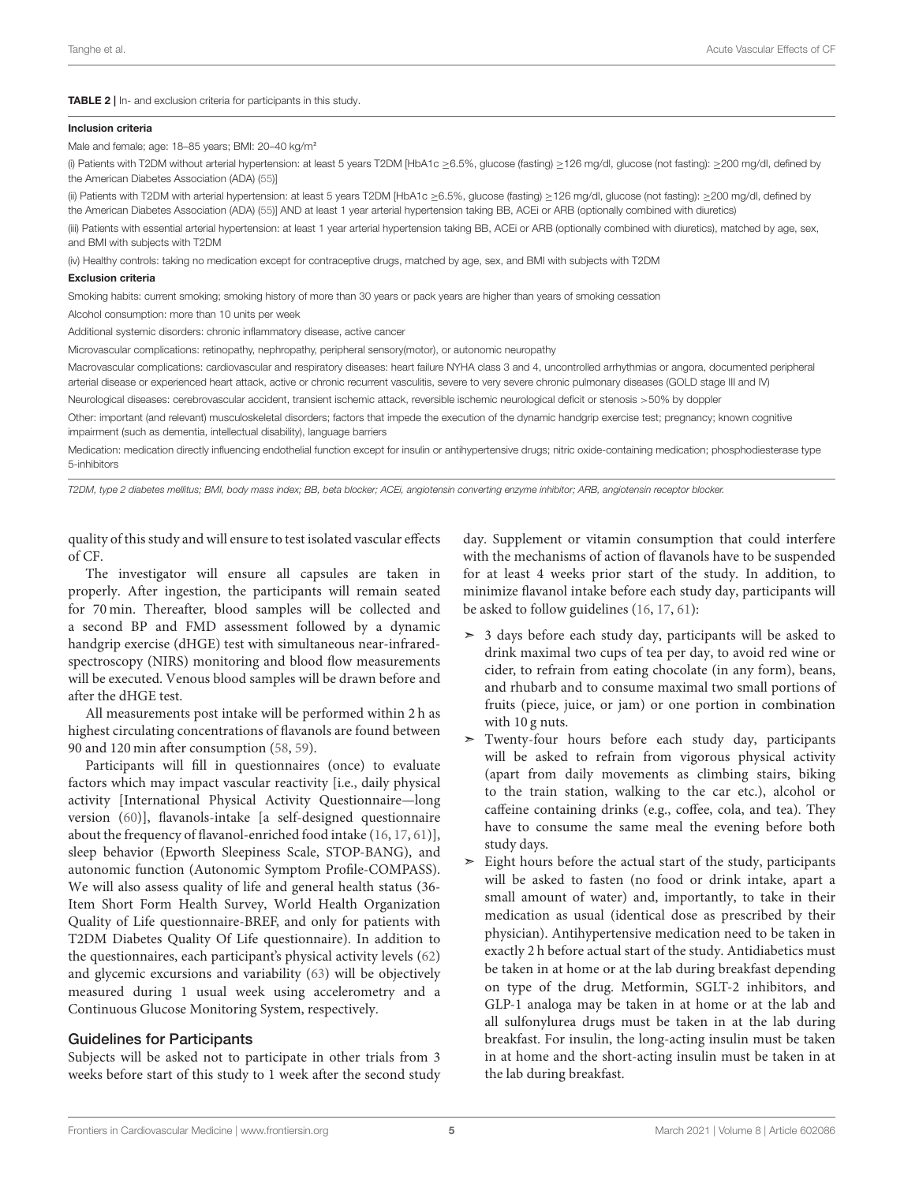**TABLE 2** | In- and exclusion criteria for participants in this study.

| |
|---|
| **Inclusion criteria** |
| Male and female; age: 18–85 years; BMI: 20–40 kg/m² |
| (i) Patients with T2DM without arterial hypertension: at least 5 years T2DM [HbA1c ≥6.5%, glucose (fasting) ≥126 mg/dl, glucose (not fasting): ≥200 mg/dl, defined by the American Diabetes Association (ADA) (55)] |
| (ii) Patients with T2DM with arterial hypertension: at least 5 years T2DM [HbA1c ≥6.5%, glucose (fasting) ≥126 mg/dl, glucose (not fasting): ≥200 mg/dl, defined by the American Diabetes Association (ADA) (55)] AND at least 1 year arterial hypertension taking BB, ACEi or ARB (optionally combined with diuretics) |
| (iii) Patients with essential arterial hypertension: at least 1 year arterial hypertension taking BB, ACEi or ARB (optionally combined with diuretics), matched by age, sex, and BMI with subjects with T2DM |
| (iv) Healthy controls: taking no medication except for contraceptive drugs, matched by age, sex, and BMI with subjects with T2DM |
| **Exclusion criteria** |
| Smoking habits: current smoking; smoking history of more than 30 years or pack years are higher than years of smoking cessation |
| Alcohol consumption: more than 10 units per week |
| Additional systemic disorders: chronic inflammatory disease, active cancer |
| Microvascular complications: retinopathy, nephropathy, peripheral sensory(motor), or autonomic neuropathy |
| Macrovascular complications: cardiovascular and respiratory diseases: heart failure NYHA class 3 and 4, uncontrolled arrhythmias or angora, documented peripheral arterial disease or experienced heart attack, active or chronic recurrent vasculitis, severe to very severe chronic pulmonary diseases (GOLD stage III and IV) |
| Neurological diseases: cerebrovascular accident, transient ischemic attack, reversible ischemic neurological deficit or stenosis >50% by doppler |
| Other: important (and relevant) musculoskeletal disorders; factors that impede the execution of the dynamic handgrip exercise test; pregnancy; known cognitive impairment (such as dementia, intellectual disability), language barriers |
| Medication: medication directly influencing endothelial function except for insulin or antihypertensive drugs; nitric oxide-containing medication; phosphodiesterase type 5-inhibitors |

*T2DM, type 2 diabetes mellitus; BMI, body mass index; BB, beta blocker; ACEi, angiotensin converting enzyme inhibitor; ARB, angiotensin receptor blocker.*

quality of this study and will ensure to test isolated vascular effects of CF.

The investigator will ensure all capsules are taken in properly. After ingestion, the participants will remain seated for 70 min. Thereafter, blood samples will be collected and a second BP and FMD assessment followed by a dynamic handgrip exercise (dHGE) test with simultaneous near-infrared-spectroscopy (NIRS) monitoring and blood flow measurements will be executed. Venous blood samples will be drawn before and after the dHGE test.

All measurements post intake will be performed within 2 h as highest circulating concentrations of flavanols are found between 90 and 120 min after consumption (58, 59).

Participants will fill in questionnaires (once) to evaluate factors which may impact vascular reactivity [i.e., daily physical activity [International Physical Activity Questionnaire—long version (60)], flavanols-intake [a self-designed questionnaire about the frequency of flavanol-enriched food intake (16, 17, 61)], sleep behavior (Epworth Sleepiness Scale, STOP-BANG), and autonomic function (Autonomic Symptom Profile-COMPASS). We will also assess quality of life and general health status (36-Item Short Form Health Survey, World Health Organization Quality of Life questionnaire-BREF, and only for patients with T2DM Diabetes Quality Of Life questionnaire). In addition to the questionnaires, each participant's physical activity levels (62) and glycemic excursions and variability (63) will be objectively measured during 1 usual week using accelerometry and a Continuous Glucose Monitoring System, respectively.

## Guidelines for Participants

Subjects will be asked not to participate in other trials from 3 weeks before start of this study to 1 week after the second study day. Supplement or vitamin consumption that could interfere with the mechanisms of action of flavanols have to be suspended for at least 4 weeks prior start of the study. In addition, to minimize flavanol intake before each study day, participants will be asked to follow guidelines (16, 17, 61):

- 3 days before each study day, participants will be asked to drink maximal two cups of tea per day, to avoid red wine or cider, to refrain from eating chocolate (in any form), beans, and rhubarb and to consume maximal two small portions of fruits (piece, juice, or jam) or one portion in combination with 10 g nuts.
- Twenty-four hours before each study day, participants will be asked to refrain from vigorous physical activity (apart from daily movements as climbing stairs, biking to the train station, walking to the car etc.), alcohol or caffeine containing drinks (e.g., coffee, cola, and tea). They have to consume the same meal the evening before both study days.
- Eight hours before the actual start of the study, participants will be asked to fasten (no food or drink intake, apart a small amount of water) and, importantly, to take in their medication as usual (identical dose as prescribed by their physician). Antihypertensive medication need to be taken in exactly 2 h before actual start of the study. Antidiabetics must be taken in at home or at the lab during breakfast depending on type of the drug. Metformin, SGLT-2 inhibitors, and GLP-1 analoga may be taken in at home or at the lab and all sulfonylurea drugs must be taken in at the lab during breakfast. For insulin, the long-acting insulin must be taken in at home and the short-acting insulin must be taken in at the lab during breakfast.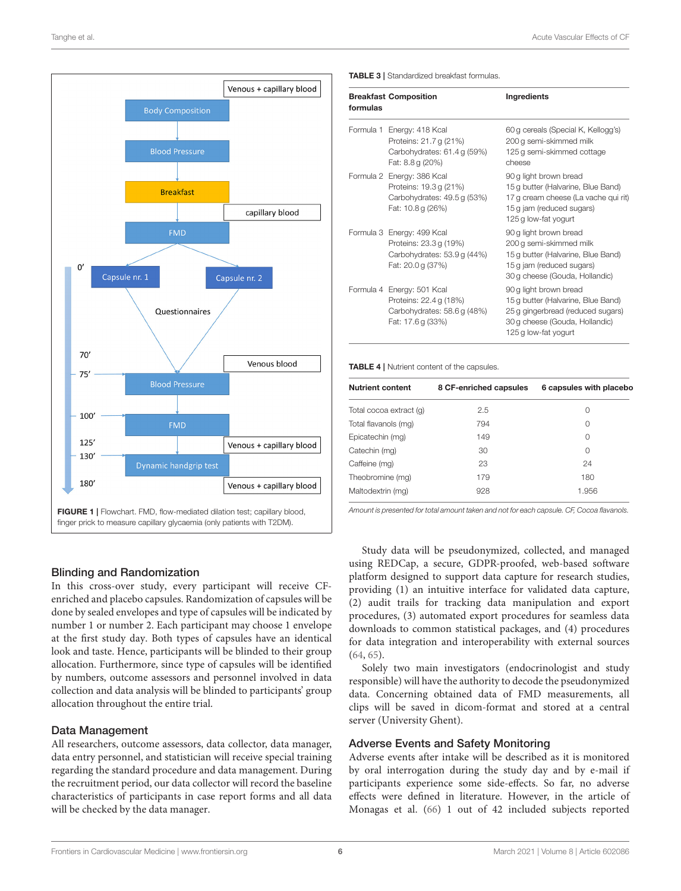FIGURE 1 | Flowchart. FMD, flow-mediated dilation test; capillary blood, finger prick to measure capillary glycaemia (only patients with T2DM).

TABLE 3 | Standardized breakfast formulas.

| Breakfast formulas | Composition | Ingredients |
|---|---|---|
| Formula 1 | Energy: 418 Kcal<br>Proteins: 21.7 g (21%)<br>Carbohydrates: 61.4 g (59%)<br>Fat: 8.8 g (20%) | 60 g cereals (Special K, Kellogg's)<br>200 g semi-skimmed milk<br>125 g semi-skimmed cottage cheese |
| Formula 2 | Energy: 386 Kcal<br>Proteins: 19.3 g (21%)<br>Carbohydrates: 49.5 g (53%)<br>Fat: 10.8 g (26%) | 90 g light brown bread<br>15 g butter (Halvarine, Blue Band)<br>17 g cream cheese (La vache qui rit)<br>15 g jam (reduced sugars)<br>125 g low-fat yogurt |
| Formula 3 | Energy: 499 Kcal<br>Proteins: 23.3 g (19%)<br>Carbohydrates: 53.9 g (44%)<br>Fat: 20.0 g (37%) | 90 g light brown bread<br>200 g semi-skimmed milk<br>15 g butter (Halvarine, Blue Band)<br>15 g jam (reduced sugars)<br>30 g cheese (Gouda, Hollandic) |
| Formula 4 | Energy: 501 Kcal<br>Proteins: 22.4 g (18%)<br>Carbohydrates: 58.6 g (48%)<br>Fat: 17.6 g (33%) | 90 g light brown bread<br>15 g butter (Halvarine, Blue Band)<br>25 g gingerbread (reduced sugars)<br>30 g cheese (Gouda, Hollandic)<br>125 g low-fat yogurt |

TABLE 4 | Nutrient content of the capsules.

| Nutrient content | 8 CF-enriched capsules | 6 capsules with placebo |
|---|---|---|
| Total cocoa extract (g) | 2.5 | 0 |
| Total flavanols (mg) | 794 | 0 |
| Epicatechin (mg) | 149 | 0 |
| Catechin (mg) | 30 | 0 |
| Caffeine (mg) | 23 | 24 |
| Theobromine (mg) | 179 | 180 |
| Maltodextrin (mg) | 928 | 1.956 |

*Amount is presented for total amount taken and not for each capsule. CF, Cocoa flavanols.*

## Blinding and Randomization

In this cross-over study, every participant will receive CF-enriched and placebo capsules. Randomization of capsules will be done by sealed envelopes and type of capsules will be indicated by number 1 or number 2. Each participant may choose 1 envelope at the first study day. Both types of capsules have an identical look and taste. Hence, participants will be blinded to their group allocation. Furthermore, since type of capsules will be identified by numbers, outcome assessors and personnel involved in data collection and data analysis will be blinded to participants' group allocation throughout the entire trial.

## Data Management

All researchers, outcome assessors, data collector, data manager, data entry personnel, and statistician will receive special training regarding the standard procedure and data management. During the recruitment period, our data collector will record the baseline characteristics of participants in case report forms and all data will be checked by the data manager.

Study data will be pseudonymized, collected, and managed using REDCap, a secure, GDPR-proofed, web-based software platform designed to support data capture for research studies, providing (1) an intuitive interface for validated data capture, (2) audit trails for tracking data manipulation and export procedures, (3) automated export procedures for seamless data downloads to common statistical packages, and (4) procedures for data integration and interoperability with external sources (64, 65).

Solely two main investigators (endocrinologist and study responsible) will have the authority to decode the pseudonymized data. Concerning obtained data of FMD measurements, all clips will be saved in dicom-format and stored at a central server (University Ghent).

## Adverse Events and Safety Monitoring

Adverse events after intake will be described as it is monitored by oral interrogation during the study day and by e-mail if participants experience some side-effects. So far, no adverse effects were defined in literature. However, in the article of Monagas et al. (66) 1 out of 42 included subjects reported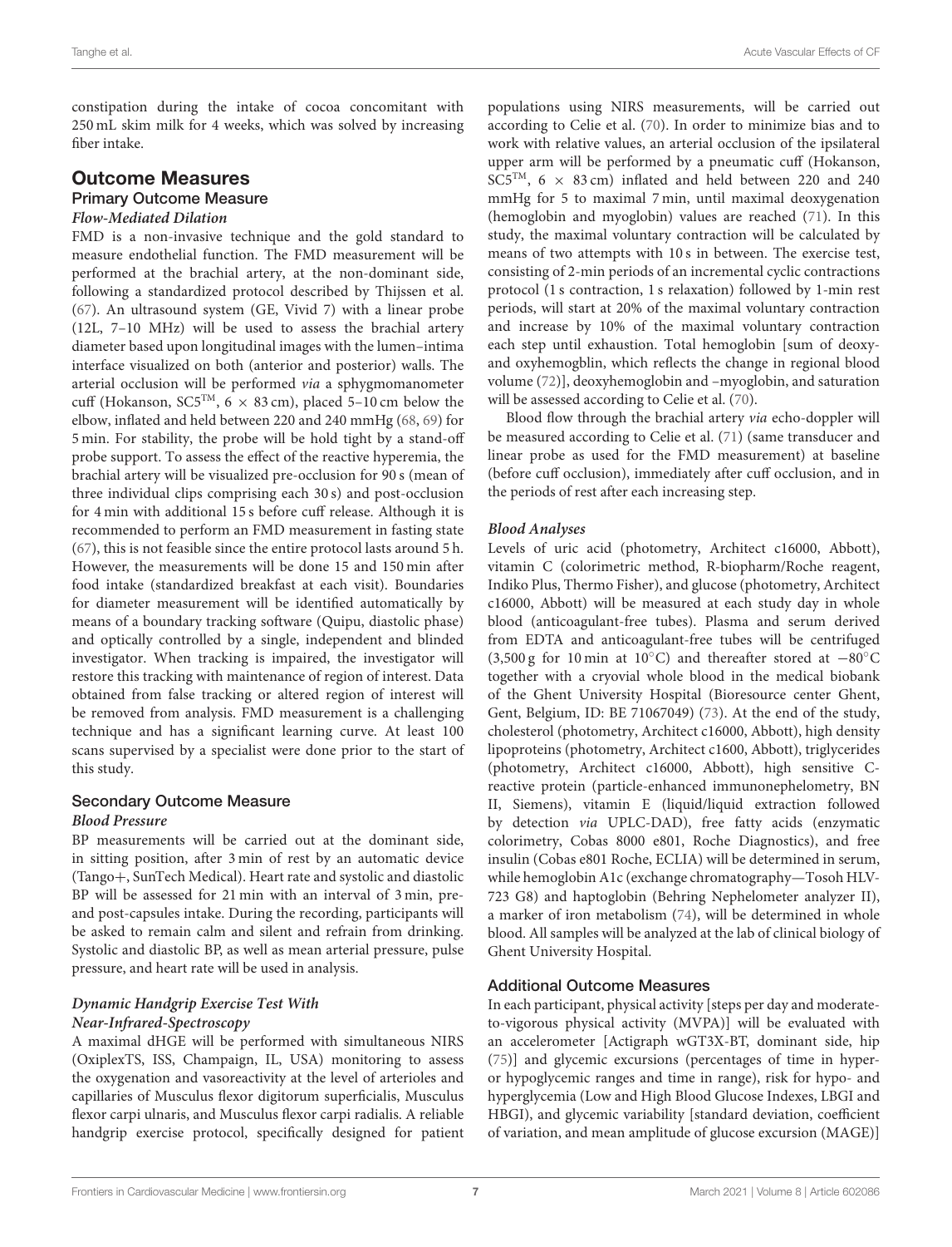constipation during the intake of cocoa concomitant with 250 mL skim milk for 4 weeks, which was solved by increasing fiber intake.

## Outcome Measures

### Primary Outcome Measure

#### *Flow-Mediated Dilation*

FMD is a non-invasive technique and the gold standard to measure endothelial function. The FMD measurement will be performed at the brachial artery, at the non-dominant side, following a standardized protocol described by Thijssen et al. (67). An ultrasound system (GE, Vivid 7) with a linear probe (12L, 7–10 MHz) will be used to assess the brachial artery diameter based upon longitudinal images with the lumen–intima interface visualized on both (anterior and posterior) walls. The arterial occlusion will be performed *via* a sphygmomanometer cuff (Hokanson, SC5™, 6 × 83 cm), placed 5–10 cm below the elbow, inflated and held between 220 and 240 mmHg (68, 69) for 5 min. For stability, the probe will be hold tight by a stand-off probe support. To assess the effect of the reactive hyperemia, the brachial artery will be visualized pre-occlusion for 90 s (mean of three individual clips comprising each 30 s) and post-occlusion for 4 min with additional 15 s before cuff release. Although it is recommended to perform an FMD measurement in fasting state (67), this is not feasible since the entire protocol lasts around 5 h. However, the measurements will be done 15 and 150 min after food intake (standardized breakfast at each visit). Boundaries for diameter measurement will be identified automatically by means of a boundary tracking software (Quipu, diastolic phase) and optically controlled by a single, independent and blinded investigator. When tracking is impaired, the investigator will restore this tracking with maintenance of region of interest. Data obtained from false tracking or altered region of interest will be removed from analysis. FMD measurement is a challenging technique and has a significant learning curve. At least 100 scans supervised by a specialist were done prior to the start of this study.

### Secondary Outcome Measure

#### *Blood Pressure*

BP measurements will be carried out at the dominant side, in sitting position, after 3 min of rest by an automatic device (Tango+, SunTech Medical). Heart rate and systolic and diastolic BP will be assessed for 21 min with an interval of 3 min, pre- and post-capsules intake. During the recording, participants will be asked to remain calm and silent and refrain from drinking. Systolic and diastolic BP, as well as mean arterial pressure, pulse pressure, and heart rate will be used in analysis.

#### *Dynamic Handgrip Exercise Test With Near-Infrared-Spectroscopy*

A maximal dHGE will be performed with simultaneous NIRS (OxiplexTS, ISS, Champaign, IL, USA) monitoring to assess the oxygenation and vasoreactivity at the level of arterioles and capillaries of Musculus flexor digitorum superficialis, Musculus flexor carpi ulnaris, and Musculus flexor carpi radialis. A reliable handgrip exercise protocol, specifically designed for patient populations using NIRS measurements, will be carried out according to Celie et al. (70). In order to minimize bias and to work with relative values, an arterial occlusion of the ipsilateral upper arm will be performed by a pneumatic cuff (Hokanson, SC5™, 6 × 83 cm) inflated and held between 220 and 240 mmHg for 5 to maximal 7 min, until maximal deoxygenation (hemoglobin and myoglobin) values are reached (71). In this study, the maximal voluntary contraction will be calculated by means of two attempts with 10 s in between. The exercise test, consisting of 2-min periods of an incremental cyclic contractions protocol (1 s contraction, 1 s relaxation) followed by 1-min rest periods, will start at 20% of the maximal voluntary contraction and increase by 10% of the maximal voluntary contraction each step until exhaustion. Total hemoglobin [sum of deoxy- and oxyhemogblin, which reflects the change in regional blood volume (72)], deoxyhemoglobin and –myoglobin, and saturation will be assessed according to Celie et al. (70).

Blood flow through the brachial artery *via* echo-doppler will be measured according to Celie et al. (71) (same transducer and linear probe as used for the FMD measurement) at baseline (before cuff occlusion), immediately after cuff occlusion, and in the periods of rest after each increasing step.

#### *Blood Analyses*

Levels of uric acid (photometry, Architect c16000, Abbott), vitamin C (colorimetric method, R-biopharm/Roche reagent, Indiko Plus, Thermo Fisher), and glucose (photometry, Architect c16000, Abbott) will be measured at each study day in whole blood (anticoagulant-free tubes). Plasma and serum derived from EDTA and anticoagulant-free tubes will be centrifuged (3,500 g for 10 min at 10°C) and thereafter stored at −80°C together with a cryovial whole blood in the medical biobank of the Ghent University Hospital (Bioresource center Ghent, Gent, Belgium, ID: BE 71067049) (73). At the end of the study, cholesterol (photometry, Architect c16000, Abbott), high density lipoproteins (photometry, Architect c1600, Abbott), triglycerides (photometry, Architect c16000, Abbott), high sensitive C-reactive protein (particle-enhanced immunonephelometry, BN II, Siemens), vitamin E (liquid/liquid extraction followed by detection *via* UPLC-DAD), free fatty acids (enzymatic colorimetry, Cobas 8000 e801, Roche Diagnostics), and free insulin (Cobas e801 Roche, ECLIA) will be determined in serum, while hemoglobin A1c (exchange chromatography—Tosoh HLV-723 G8) and haptoglobin (Behring Nephelometer analyzer II), a marker of iron metabolism (74), will be determined in whole blood. All samples will be analyzed at the lab of clinical biology of Ghent University Hospital.

### Additional Outcome Measures

In each participant, physical activity [steps per day and moderate-to-vigorous physical activity (MVPA)] will be evaluated with an accelerometer [Actigraph wGT3X-BT, dominant side, hip (75)] and glycemic excursions (percentages of time in hyper- or hypoglycemic ranges and time in range), risk for hypo- and hyperglycemia (Low and High Blood Glucose Indexes, LBGI and HBGI), and glycemic variability [standard deviation, coefficient of variation, and mean amplitude of glucose excursion (MAGE)]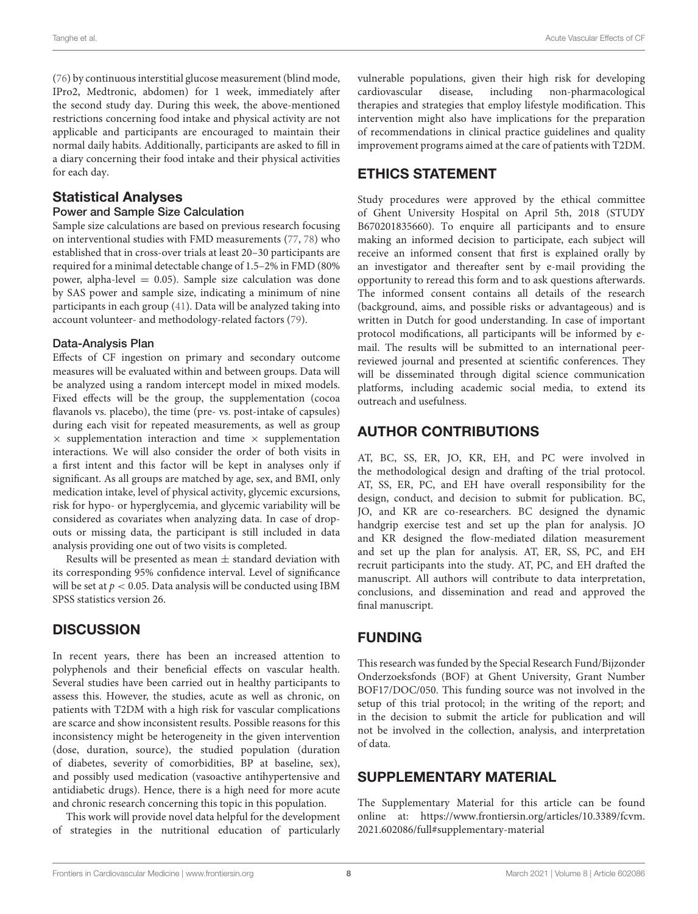(76) by continuous interstitial glucose measurement (blind mode, IPro2, Medtronic, abdomen) for 1 week, immediately after the second study day. During this week, the above-mentioned restrictions concerning food intake and physical activity are not applicable and participants are encouraged to maintain their normal daily habits. Additionally, participants are asked to fill in a diary concerning their food intake and their physical activities for each day.

## Statistical Analyses

### Power and Sample Size Calculation

Sample size calculations are based on previous research focusing on interventional studies with FMD measurements (77, 78) who established that in cross-over trials at least 20–30 participants are required for a minimal detectable change of 1.5–2% in FMD (80% power, alpha-level = 0.05). Sample size calculation was done by SAS power and sample size, indicating a minimum of nine participants in each group (41). Data will be analyzed taking into account volunteer- and methodology-related factors (79).

### Data-Analysis Plan

Effects of CF ingestion on primary and secondary outcome measures will be evaluated within and between groups. Data will be analyzed using a random intercept model in mixed models. Fixed effects will be the group, the supplementation (cocoa flavanols vs. placebo), the time (pre- vs. post-intake of capsules) during each visit for repeated measurements, as well as group $\times$ supplementation interaction and time $\times$ supplementation interactions. We will also consider the order of both visits in a first intent and this factor will be kept in analyses only if significant. As all groups are matched by age, sex, and BMI, only medication intake, level of physical activity, glycemic excursions, risk for hypo- or hyperglycemia, and glycemic variability will be considered as covariates when analyzing data. In case of drop-outs or missing data, the participant is still included in data analysis providing one out of two visits is completed.

Results will be presented as mean $\pm$ standard deviation with its corresponding 95% confidence interval. Level of significance will be set at $p < 0.05$. Data analysis will be conducted using IBM SPSS statistics version 26.

## DISCUSSION

In recent years, there has been an increased attention to polyphenols and their beneficial effects on vascular health. Several studies have been carried out in healthy participants to assess this. However, the studies, acute as well as chronic, on patients with T2DM with a high risk for vascular complications are scarce and show inconsistent results. Possible reasons for this inconsistency might be heterogeneity in the given intervention (dose, duration, source), the studied population (duration of diabetes, severity of comorbidities, BP at baseline, sex), and possibly used medication (vasoactive antihypertensive and antidiabetic drugs). Hence, there is a high need for more acute and chronic research concerning this topic in this population.

This work will provide novel data helpful for the development of strategies in the nutritional education of particularly vulnerable populations, given their high risk for developing cardiovascular disease, including non-pharmacological therapies and strategies that employ lifestyle modification. This intervention might also have implications for the preparation of recommendations in clinical practice guidelines and quality improvement programs aimed at the care of patients with T2DM.

## ETHICS STATEMENT

Study procedures were approved by the ethical committee of Ghent University Hospital on April 5th, 2018 (STUDY B670201835660). To enquire all participants and to ensure making an informed decision to participate, each subject will receive an informed consent that first is explained orally by an investigator and thereafter sent by e-mail providing the opportunity to reread this form and to ask questions afterwards. The informed consent contains all details of the research (background, aims, and possible risks or advantageous) and is written in Dutch for good understanding. In case of important protocol modifications, all participants will be informed by e-mail. The results will be submitted to an international peer-reviewed journal and presented at scientific conferences. They will be disseminated through digital science communication platforms, including academic social media, to extend its outreach and usefulness.

## AUTHOR CONTRIBUTIONS

AT, BC, SS, ER, JO, KR, EH, and PC were involved in the methodological design and drafting of the trial protocol. AT, SS, ER, PC, and EH have overall responsibility for the design, conduct, and decision to submit for publication. BC, JO, and KR are co-researchers. BC designed the dynamic handgrip exercise test and set up the plan for analysis. JO and KR designed the flow-mediated dilation measurement and set up the plan for analysis. AT, ER, SS, PC, and EH recruit participants into the study. AT, PC, and EH drafted the manuscript. All authors will contribute to data interpretation, conclusions, and dissemination and read and approved the final manuscript.

## FUNDING

This research was funded by the Special Research Fund/Bijzonder Onderzoeksfonds (BOF) at Ghent University, Grant Number BOF17/DOC/050. This funding source was not involved in the setup of this trial protocol; in the writing of the report; and in the decision to submit the article for publication and will not be involved in the collection, analysis, and interpretation of data.

## SUPPLEMENTARY MATERIAL

The Supplementary Material for this article can be found online at: https://www.frontiersin.org/articles/10.3389/fcvm.2021.602086/full#supplementary-material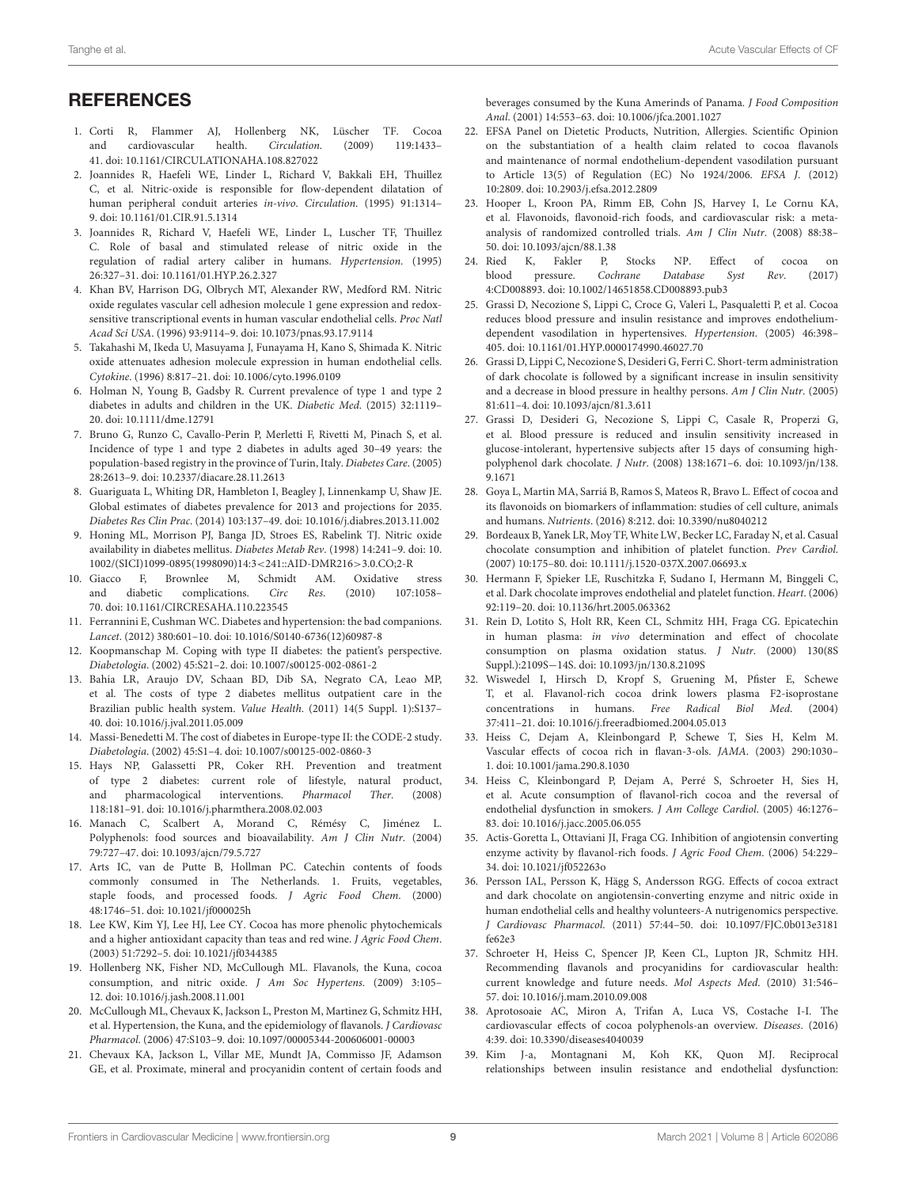## REFERENCES

1. Corti R, Flammer AJ, Hollenberg NK, Lüscher TF. Cocoa and cardiovascular health. *Circulation*. (2009) 119:1433–41. doi: 10.1161/CIRCULATIONAHA.108.827022
2. Joannides R, Haefeli WE, Linder L, Richard V, Bakkali EH, Thuillez C, et al. Nitric-oxide is responsible for flow-dependent dilatation of human peripheral conduit arteries *in-vivo*. *Circulation*. (1995) 91:1314–9. doi: 10.1161/01.CIR.91.5.1314
3. Joannides R, Richard V, Haefeli WE, Linder L, Luscher TF, Thuillez C. Role of basal and stimulated release of nitric oxide in the regulation of radial artery caliber in humans. *Hypertension*. (1995) 26:327–31. doi: 10.1161/01.HYP.26.2.327
4. Khan BV, Harrison DG, Olbrych MT, Alexander RW, Medford RM. Nitric oxide regulates vascular cell adhesion molecule 1 gene expression and redox-sensitive transcriptional events in human vascular endothelial cells. *Proc Natl Acad Sci USA*. (1996) 93:9114–9. doi: 10.1073/pnas.93.17.9114
5. Takahashi M, Ikeda U, Masuyama J, Funayama H, Kano S, Shimada K. Nitric oxide attenuates adhesion molecule expression in human endothelial cells. *Cytokine*. (1996) 8:817–21. doi: 10.1006/cyto.1996.0109
6. Holman N, Young B, Gadsby R. Current prevalence of type 1 and type 2 diabetes in adults and children in the UK. *Diabetic Med*. (2015) 32:1119–20. doi: 10.1111/dme.12791
7. Bruno G, Runzo C, Cavallo-Perin P, Merletti F, Rivetti M, Pinach S, et al. Incidence of type 1 and type 2 diabetes in adults aged 30–49 years: the population-based registry in the province of Turin, Italy. *Diabetes Care*. (2005) 28:2613–9. doi: 10.2337/diacare.28.11.2613
8. Guariguata L, Whiting DR, Hambleton I, Beagley J, Linnenkamp U, Shaw JE. Global estimates of diabetes prevalence for 2013 and projections for 2035. *Diabetes Res Clin Prac*. (2014) 103:137–49. doi: 10.1016/j.diabres.2013.11.002
9. Honing ML, Morrison PJ, Banga JD, Stroes ES, Rabelink TJ. Nitric oxide availability in diabetes mellitus. *Diabetes Metab Rev*. (1998) 14:241–9. doi: 10.1002/(SICI)1099-0895(1998090)14:3<241::AID-DMR216>3.0.CO;2-R
10. Giacco F, Brownlee M, Schmidt AM. Oxidative stress and diabetic complications. *Circ Res*. (2010) 107:1058–70. doi: 10.1161/CIRCRESAHA.110.223545
11. Ferrannini E, Cushman WC. Diabetes and hypertension: the bad companions. *Lancet*. (2012) 380:601–10. doi: 10.1016/S0140-6736(12)60987-8
12. Koopmanschap M. Coping with type II diabetes: the patient's perspective. *Diabetologia*. (2002) 45:S21–2. doi: 10.1007/s00125-002-0861-2
13. Bahia LR, Araujo DV, Schaan BD, Dib SA, Negrato CA, Leao MP, et al. The costs of type 2 diabetes mellitus outpatient care in the Brazilian public health system. *Value Health*. (2011) 14(5 Suppl. 1):S137–40. doi: 10.1016/j.jval.2011.05.009
14. Massi-Benedetti M. The cost of diabetes in Europe-type II: the CODE-2 study. *Diabetologia*. (2002) 45:S1–4. doi: 10.1007/s00125-002-0860-3
15. Hays NP, Galassetti PR, Coker RH. Prevention and treatment of type 2 diabetes: current role of lifestyle, natural product, and pharmacological interventions. *Pharmacol Ther*. (2008) 118:181–91. doi: 10.1016/j.pharmthera.2008.02.003
16. Manach C, Scalbert A, Morand C, Rémésy C, Jiménez L. Polyphenols: food sources and bioavailability. *Am J Clin Nutr*. (2004) 79:727–47. doi: 10.1093/ajcn/79.5.727
17. Arts IC, van de Putte B, Hollman PC. Catechin contents of foods commonly consumed in The Netherlands. 1. Fruits, vegetables, staple foods, and processed foods. *J Agric Food Chem*. (2000) 48:1746–51. doi: 10.1021/jf000025h
18. Lee KW, Kim YJ, Lee HJ, Lee CY. Cocoa has more phenolic phytochemicals and a higher antioxidant capacity than teas and red wine. *J Agric Food Chem*. (2003) 51:7292–5. doi: 10.1021/jf0344385
19. Hollenberg NK, Fisher ND, McCullough ML. Flavanols, the Kuna, cocoa consumption, and nitric oxide. *J Am Soc Hypertens*. (2009) 3:105–12. doi: 10.1016/j.jash.2008.11.001
20. McCullough ML, Chevaux K, Jackson L, Preston M, Martinez G, Schmitz HH, et al. Hypertension, the Kuna, and the epidemiology of flavanols. *J Cardiovasc Pharmacol*. (2006) 47:S103–9. doi: 10.1097/00005344-200606001-00003
21. Chevaux KA, Jackson L, Villar ME, Mundt JA, Commisso JF, Adamson GE, et al. Proximate, mineral and procyanidin content of certain foods and beverages consumed by the Kuna Amerinds of Panama. *J Food Composition Anal*. (2001) 14:553–63. doi: 10.1006/jfca.2001.1027
22. EFSA Panel on Dietetic Products, Nutrition, Allergies. Scientific Opinion on the substantiation of a health claim related to cocoa flavanols and maintenance of normal endothelium-dependent vasodilation pursuant to Article 13(5) of Regulation (EC) No 1924/2006. *EFSA J*. (2012) 10:2809. doi: 10.2903/j.efsa.2012.2809
23. Hooper L, Kroon PA, Rimm EB, Cohn JS, Harvey I, Le Cornu KA, et al. Flavonoids, flavonoid-rich foods, and cardiovascular risk: a meta-analysis of randomized controlled trials. *Am J Clin Nutr*. (2008) 88:38–50. doi: 10.1093/ajcn/88.1.38
24. Ried K, Fakler P, Stocks NP. Effect of cocoa on blood pressure. *Cochrane Database Syst Rev*. (2017) 4:CD008893. doi: 10.1002/14651858.CD008893.pub3
25. Grassi D, Necozione S, Lippi C, Croce G, Valeri L, Pasqualetti P, et al. Cocoa reduces blood pressure and insulin resistance and improves endothelium-dependent vasodilation in hypertensives. *Hypertension*. (2005) 46:398–405. doi: 10.1161/01.HYP.0000174990.46027.70
26. Grassi D, Lippi C, Necozione S, Desideri G, Ferri C. Short-term administration of dark chocolate is followed by a significant increase in insulin sensitivity and a decrease in blood pressure in healthy persons. *Am J Clin Nutr*. (2005) 81:611–4. doi: 10.1093/ajcn/81.3.611
27. Grassi D, Desideri G, Necozione S, Lippi C, Casale R, Properzi G, et al. Blood pressure is reduced and insulin sensitivity increased in glucose-intolerant, hypertensive subjects after 15 days of consuming high-polyphenol dark chocolate. *J Nutr*. (2008) 138:1671–6. doi: 10.1093/jn/138.9.1671
28. Goya L, Martin MA, Sarriá B, Ramos S, Mateos R, Bravo L. Effect of cocoa and its flavonoids on biomarkers of inflammation: studies of cell culture, animals and humans. *Nutrients*. (2016) 8:212. doi: 10.3390/nu8040212
29. Bordeaux B, Yanek LR, Moy TF, White LW, Becker LC, Faraday N, et al. Casual chocolate consumption and inhibition of platelet function. *Prev Cardiol*. (2007) 10:175–80. doi: 10.1111/j.1520-037X.2007.06693.x
30. Hermann F, Spieker LE, Ruschitzka F, Sudano I, Hermann M, Binggeli C, et al. Dark chocolate improves endothelial and platelet function. *Heart*. (2006) 92:119–20. doi: 10.1136/hrt.2005.063362
31. Rein D, Lotito S, Holt RR, Keen CL, Schmitz HH, Fraga CG. Epicatechin in human plasma: *in vivo* determination and effect of chocolate consumption on plasma oxidation status. *J Nutr*. (2000) 130(8S Suppl.):2109S−14S. doi: 10.1093/jn/130.8.2109S
32. Wiswedel I, Hirsch D, Kropf S, Gruening M, Pfister E, Schewe T, et al. Flavanol-rich cocoa drink lowers plasma F2-isoprostane concentrations in humans. *Free Radical Biol Med*. (2004) 37:411–21. doi: 10.1016/j.freeradbiomed.2004.05.013
33. Heiss C, Dejam A, Kleinbongard P, Schewe T, Sies H, Kelm M. Vascular effects of cocoa rich in flavan-3-ols. *JAMA*. (2003) 290:1030–1. doi: 10.1001/jama.290.8.1030
34. Heiss C, Kleinbongard P, Dejam A, Perré S, Schroeter H, Sies H, et al. Acute consumption of flavanol-rich cocoa and the reversal of endothelial dysfunction in smokers. *J Am College Cardiol*. (2005) 46:1276–83. doi: 10.1016/j.jacc.2005.06.055
35. Actis-Goretta L, Ottaviani JI, Fraga CG. Inhibition of angiotensin converting enzyme activity by flavanol-rich foods. *J Agric Food Chem*. (2006) 54:229–34. doi: 10.1021/jf052263o
36. Persson IAL, Persson K, Hägg S, Andersson RGG. Effects of cocoa extract and dark chocolate on angiotensin-converting enzyme and nitric oxide in human endothelial cells and healthy volunteers-A nutrigenomics perspective. *J Cardiovasc Pharmacol*. (2011) 57:44–50. doi: 10.1097/FJC.0b013e3181fe62e3
37. Schroeter H, Heiss C, Spencer JP, Keen CL, Lupton JR, Schmitz HH. Recommending flavanols and procyanidins for cardiovascular health: current knowledge and future needs. *Mol Aspects Med*. (2010) 31:546–57. doi: 10.1016/j.mam.2010.09.008
38. Aprotosoaie AC, Miron A, Trifan A, Luca VS, Costache I-I. The cardiovascular effects of cocoa polyphenols-an overview. *Diseases*. (2016) 4:39. doi: 10.3390/diseases4040039
39. Kim J-a, Montagnani M, Koh KK, Quon MJ. Reciprocal relationships between insulin resistance and endothelial dysfunction: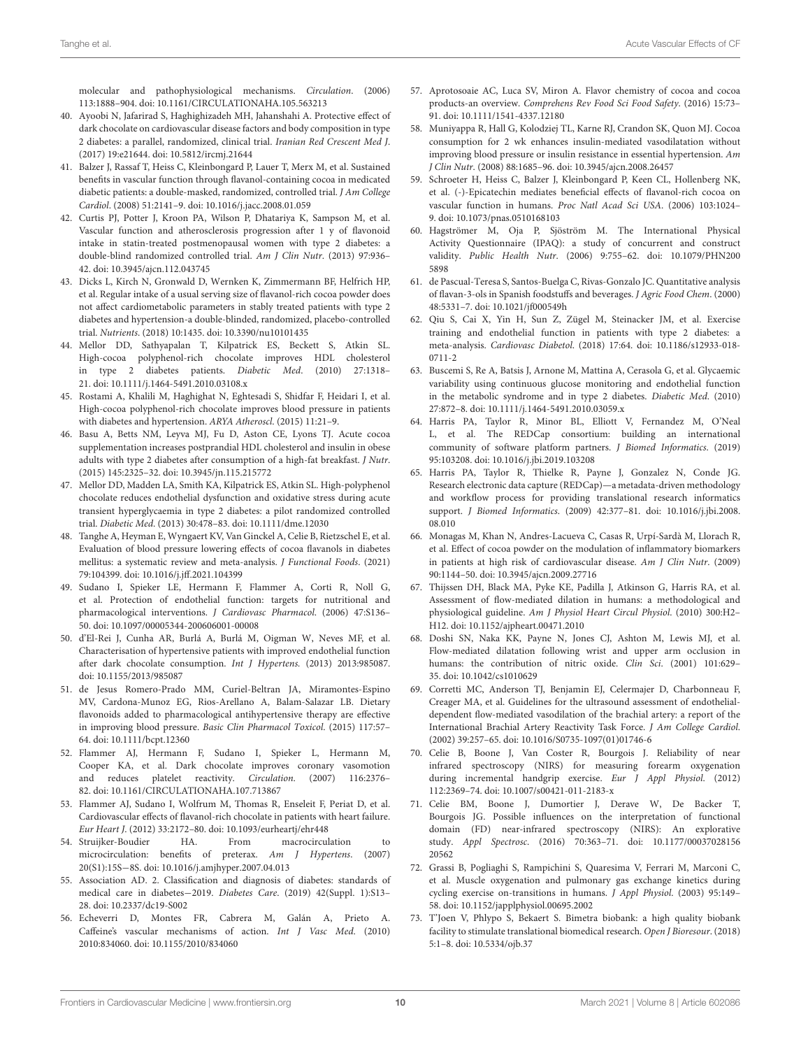molecular and pathophysiological mechanisms. *Circulation*. (2006) 113:1888–904. doi: 10.1161/CIRCULATIONAHA.105.563213

40. Ayoobi N, Jafarirad S, Haghighizadeh MH, Jahanshahi A. Protective effect of dark chocolate on cardiovascular disease factors and body composition in type 2 diabetes: a parallel, randomized, clinical trial. *Iranian Red Crescent Med J*. (2017) 19:e21644. doi: 10.5812/ircmj.21644

41. Balzer J, Rassaf T, Heiss C, Kleinbongard P, Lauer T, Merx M, et al. Sustained benefits in vascular function through flavanol-containing cocoa in medicated diabetic patients: a double-masked, randomized, controlled trial. *J Am College Cardiol*. (2008) 51:2141–9. doi: 10.1016/j.jacc.2008.01.059

42. Curtis PJ, Potter J, Kroon PA, Wilson P, Dhatariya K, Sampson M, et al. Vascular function and atherosclerosis progression after 1 y of flavonoid intake in statin-treated postmenopausal women with type 2 diabetes: a double-blind randomized controlled trial. *Am J Clin Nutr*. (2013) 97:936–42. doi: 10.3945/ajcn.112.043745

43. Dicks L, Kirch N, Gronwald D, Wernken K, Zimmermann BF, Helfrich HP, et al. Regular intake of a usual serving size of flavanol-rich cocoa powder does not affect cardiometabolic parameters in stably treated patients with type 2 diabetes and hypertension-a double-blinded, randomized, placebo-controlled trial. *Nutrients*. (2018) 10:1435. doi: 10.3390/nu10101435

44. Mellor DD, Sathyapalan T, Kilpatrick ES, Beckett S, Atkin SL. High-cocoa polyphenol-rich chocolate improves HDL cholesterol in type 2 diabetes patients. *Diabetic Med*. (2010) 27:1318–21. doi: 10.1111/j.1464-5491.2010.03108.x

45. Rostami A, Khalili M, Haghighat N, Eghtesadi S, Shidfar F, Heidari I, et al. High-cocoa polyphenol-rich chocolate improves blood pressure in patients with diabetes and hypertension. *ARYA Atheroscl*. (2015) 11:21–9.

46. Basu A, Betts NM, Leyva MJ, Fu D, Aston CE, Lyons TJ. Acute cocoa supplementation increases postprandial HDL cholesterol and insulin in obese adults with type 2 diabetes after consumption of a high-fat breakfast. *J Nutr*. (2015) 145:2325–32. doi: 10.3945/jn.115.215772

47. Mellor DD, Madden LA, Smith KA, Kilpatrick ES, Atkin SL. High-polyphenol chocolate reduces endothelial dysfunction and oxidative stress during acute transient hyperglycaemia in type 2 diabetes: a pilot randomized controlled trial. *Diabetic Med*. (2013) 30:478–83. doi: 10.1111/dme.12030

48. Tanghe A, Heyman E, Wyngaert KV, Van Ginckel A, Celie B, Rietzschel E, et al. Evaluation of blood pressure lowering effects of cocoa flavanols in diabetes mellitus: a systematic review and meta-analysis. *J Functional Foods*. (2021) 79:104399. doi: 10.1016/j.jff.2021.104399

49. Sudano I, Spieker LE, Hermann F, Flammer A, Corti R, Noll G, et al. Protection of endothelial function: targets for nutritional and pharmacological interventions. *J Cardiovasc Pharmacol*. (2006) 47:S136–50. doi: 10.1097/00005344-200606001-00008

50. d'El-Rei J, Cunha AR, Burlá A, Burlá M, Oigman W, Neves MF, et al. Characterisation of hypertensive patients with improved endothelial function after dark chocolate consumption. *Int J Hypertens.* (2013) 2013:985087. doi: 10.1155/2013/985087

51. de Jesus Romero-Prado MM, Curiel-Beltran JA, Miramontes-Espino MV, Cardona-Munoz EG, Rios-Arellano A, Balam-Salazar LB. Dietary flavonoids added to pharmacological antihypertensive therapy are effective in improving blood pressure. *Basic Clin Pharmacol Toxicol*. (2015) 117:57–64. doi: 10.1111/bcpt.12360

52. Flammer AJ, Hermann F, Sudano I, Spieker L, Hermann M, Cooper KA, et al. Dark chocolate improves coronary vasomotion and reduces platelet reactivity. *Circulation*. (2007) 116:2376–82. doi: 10.1161/CIRCULATIONAHA.107.713867

53. Flammer AJ, Sudano I, Wolfrum M, Thomas R, Enseleit F, Periat D, et al. Cardiovascular effects of flavanol-rich chocolate in patients with heart failure. *Eur Heart J*. (2012) 33:2172–80. doi: 10.1093/eurheartj/ehr448

54. Struijker-Boudier HA. From macrocirculation to microcirculation: benefits of preterax. *Am J Hypertens*. (2007) 20(S1):15S−8S. doi: 10.1016/j.amjhyper.2007.04.013

55. Association AD. 2. Classification and diagnosis of diabetes: standards of medical care in diabetes−2019. *Diabetes Care*. (2019) 42(Suppl. 1):S13–28. doi: 10.2337/dc19-S002

56. Echeverri D, Montes FR, Cabrera M, Galán A, Prieto A. Caffeine's vascular mechanisms of action. *Int J Vasc Med*. (2010) 2010:834060. doi: 10.1155/2010/834060

57. Aprotosoaie AC, Luca SV, Miron A. Flavor chemistry of cocoa and cocoa products-an overview. *Comprehens Rev Food Sci Food Safety*. (2016) 15:73–91. doi: 10.1111/1541-4337.12180

58. Muniyappa R, Hall G, Kolodziej TL, Karne RJ, Crandon SK, Quon MJ. Cocoa consumption for 2 wk enhances insulin-mediated vasodilatation without improving blood pressure or insulin resistance in essential hypertension. *Am J Clin Nutr*. (2008) 88:1685–96. doi: 10.3945/ajcn.2008.26457

59. Schroeter H, Heiss C, Balzer J, Kleinbongard P, Keen CL, Hollenberg NK, et al. (-)-Epicatechin mediates beneficial effects of flavanol-rich cocoa on vascular function in humans. *Proc Natl Acad Sci USA*. (2006) 103:1024–9. doi: 10.1073/pnas.0510168103

60. Hagströmer M, Oja P, Sjöström M. The International Physical Activity Questionnaire (IPAQ): a study of concurrent and construct validity. *Public Health Nutr*. (2006) 9:755–62. doi: 10.1079/PHN2005898

61. de Pascual-Teresa S, Santos-Buelga C, Rivas-Gonzalo JC. Quantitative analysis of flavan-3-ols in Spanish foodstuffs and beverages. *J Agric Food Chem*. (2000) 48:5331–7. doi: 10.1021/jf000549h

62. Qiu S, Cai X, Yin H, Sun Z, Zügel M, Steinacker JM, et al. Exercise training and endothelial function in patients with type 2 diabetes: a meta-analysis. *Cardiovasc Diabetol*. (2018) 17:64. doi: 10.1186/s12933-018-0711-2

63. Buscemi S, Re A, Batsis J, Arnone M, Mattina A, Cerasola G, et al. Glycaemic variability using continuous glucose monitoring and endothelial function in the metabolic syndrome and in type 2 diabetes. *Diabetic Med*. (2010) 27:872–8. doi: 10.1111/j.1464-5491.2010.03059.x

64. Harris PA, Taylor R, Minor BL, Elliott V, Fernandez M, O'Neal L, et al. The REDCap consortium: building an international community of software platform partners. *J Biomed Informatics*. (2019) 95:103208. doi: 10.1016/j.jbi.2019.103208

65. Harris PA, Taylor R, Thielke R, Payne J, Gonzalez N, Conde JG. Research electronic data capture (REDCap)—a metadata-driven methodology and workflow process for providing translational research informatics support. *J Biomed Informatics*. (2009) 42:377–81. doi: 10.1016/j.jbi.2008.08.010

66. Monagas M, Khan N, Andres-Lacueva C, Casas R, Urpí-Sardà M, Llorach R, et al. Effect of cocoa powder on the modulation of inflammatory biomarkers in patients at high risk of cardiovascular disease. *Am J Clin Nutr*. (2009) 90:1144–50. doi: 10.3945/ajcn.2009.27716

67. Thijssen DH, Black MA, Pyke KE, Padilla J, Atkinson G, Harris RA, et al. Assessment of flow-mediated dilation in humans: a methodological and physiological guideline. *Am J Physiol Heart Circul Physiol*. (2010) 300:H2–H12. doi: 10.1152/ajpheart.00471.2010

68. Doshi SN, Naka KK, Payne N, Jones CJ, Ashton M, Lewis MJ, et al. Flow-mediated dilatation following wrist and upper arm occlusion in humans: the contribution of nitric oxide. *Clin Sci*. (2001) 101:629–35. doi: 10.1042/cs1010629

69. Corretti MC, Anderson TJ, Benjamin EJ, Celermajer D, Charbonneau F, Creager MA, et al. Guidelines for the ultrasound assessment of endothelial-dependent flow-mediated vasodilation of the brachial artery: a report of the International Brachial Artery Reactivity Task Force. *J Am College Cardiol.* (2002) 39:257–65. doi: 10.1016/S0735-1097(01)01746-6

70. Celie B, Boone J, Van Coster R, Bourgois J. Reliability of near infrared spectroscopy (NIRS) for measuring forearm oxygenation during incremental handgrip exercise. *Eur J Appl Physiol*. (2012) 112:2369–74. doi: 10.1007/s00421-011-2183-x

71. Celie BM, Boone J, Dumortier J, Derave W, De Backer T, Bourgois JG. Possible influences on the interpretation of functional domain (FD) near-infrared spectroscopy (NIRS): An explorative study. *Appl Spectrosc*. (2016) 70:363–71. doi: 10.1177/0003702815620562

72. Grassi B, Pogliaghi S, Rampichini S, Quaresima V, Ferrari M, Marconi C, et al. Muscle oxygenation and pulmonary gas exchange kinetics during cycling exercise on-transitions in humans. *J Appl Physiol*. (2003) 95:149–58. doi: 10.1152/japplphysiol.00695.2002

73. T'Joen V, Phlypo S, Bekaert S. Bimetra biobank: a high quality biobank facility to stimulate translational biomedical research. *Open J Bioresour*. (2018) 5:1–8. doi: 10.5334/ojb.37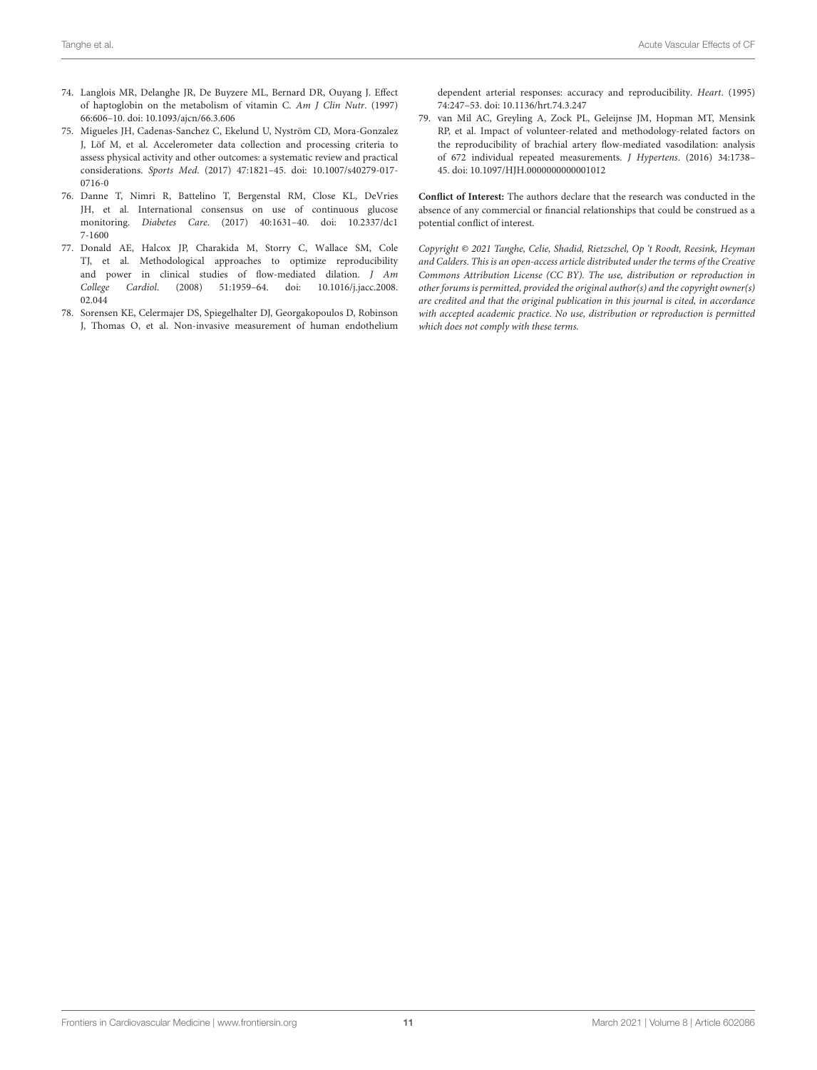74. Langlois MR, Delanghe JR, De Buyzere ML, Bernard DR, Ouyang J. Effect of haptoglobin on the metabolism of vitamin C. *Am J Clin Nutr*. (1997) 66:606–10. doi: 10.1093/ajcn/66.3.606
75. Migueles JH, Cadenas-Sanchez C, Ekelund U, Nyström CD, Mora-Gonzalez J, Löf M, et al. Accelerometer data collection and processing criteria to assess physical activity and other outcomes: a systematic review and practical considerations. *Sports Med*. (2017) 47:1821–45. doi: 10.1007/s40279-017-0716-0
76. Danne T, Nimri R, Battelino T, Bergenstal RM, Close KL, DeVries JH, et al. International consensus on use of continuous glucose monitoring. *Diabetes Care*. (2017) 40:1631–40. doi: 10.2337/dc17-1600
77. Donald AE, Halcox JP, Charakida M, Storry C, Wallace SM, Cole TJ, et al. Methodological approaches to optimize reproducibility and power in clinical studies of flow-mediated dilation. *J Am College Cardiol*. (2008) 51:1959–64. doi: 10.1016/j.jacc.2008.02.044
78. Sorensen KE, Celermajer DS, Spiegelhalter DJ, Georgakopoulos D, Robinson J, Thomas O, et al. Non-invasive measurement of human endothelium dependent arterial responses: accuracy and reproducibility. *Heart*. (1995) 74:247–53. doi: 10.1136/hrt.74.3.247
79. van Mil AC, Greyling A, Zock PL, Geleijnse JM, Hopman MT, Mensink RP, et al. Impact of volunteer-related and methodology-related factors on the reproducibility of brachial artery flow-mediated vasodilation: analysis of 672 individual repeated measurements. *J Hypertens*. (2016) 34:1738–45. doi: 10.1097/HJH.0000000000001012

**Conflict of Interest:** The authors declare that the research was conducted in the absence of any commercial or financial relationships that could be construed as a potential conflict of interest.

*Copyright © 2021 Tanghe, Celie, Shadid, Rietzschel, Op 't Roodt, Reesink, Heyman and Calders. This is an open-access article distributed under the terms of the Creative Commons Attribution License (CC BY). The use, distribution or reproduction in other forums is permitted, provided the original author(s) and the copyright owner(s) are credited and that the original publication in this journal is cited, in accordance with accepted academic practice. No use, distribution or reproduction is permitted which does not comply with these terms.*